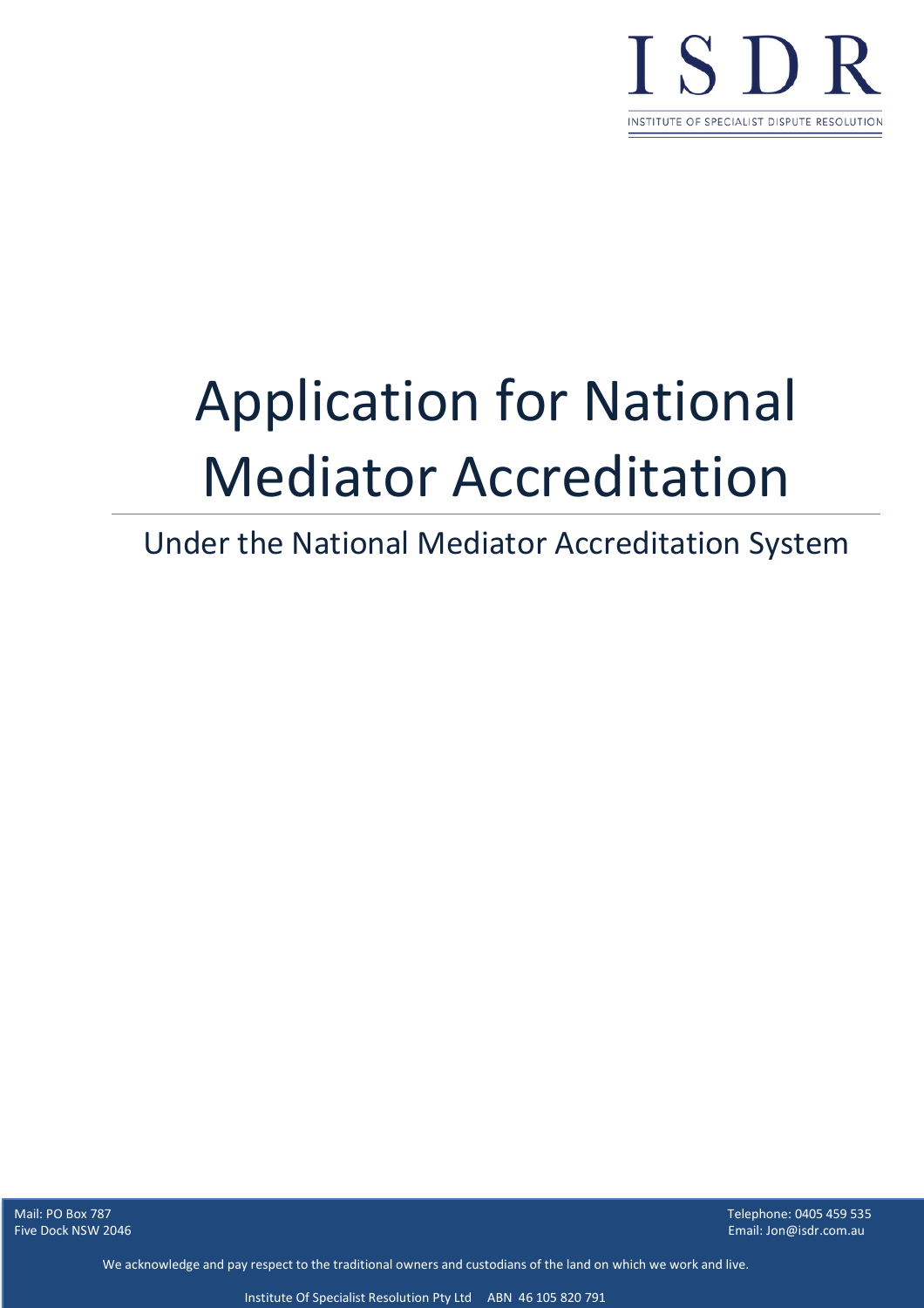ISDR

INSTITUTE OF SPECIALIST DISPUTE RESOLUTION

# Application for National Mediator Accreditation

## Under the National Mediator Accreditation System

Mail: PO Box 787
Five Dock NSW 2046

Telephone: 0405 459 535
Email: Jon@isdr.com.au

We acknowledge and pay respect to the traditional owners and custodians of the land on which we work and live.

Institute Of Specialist Resolution Pty Ltd ABN 46 105 820 791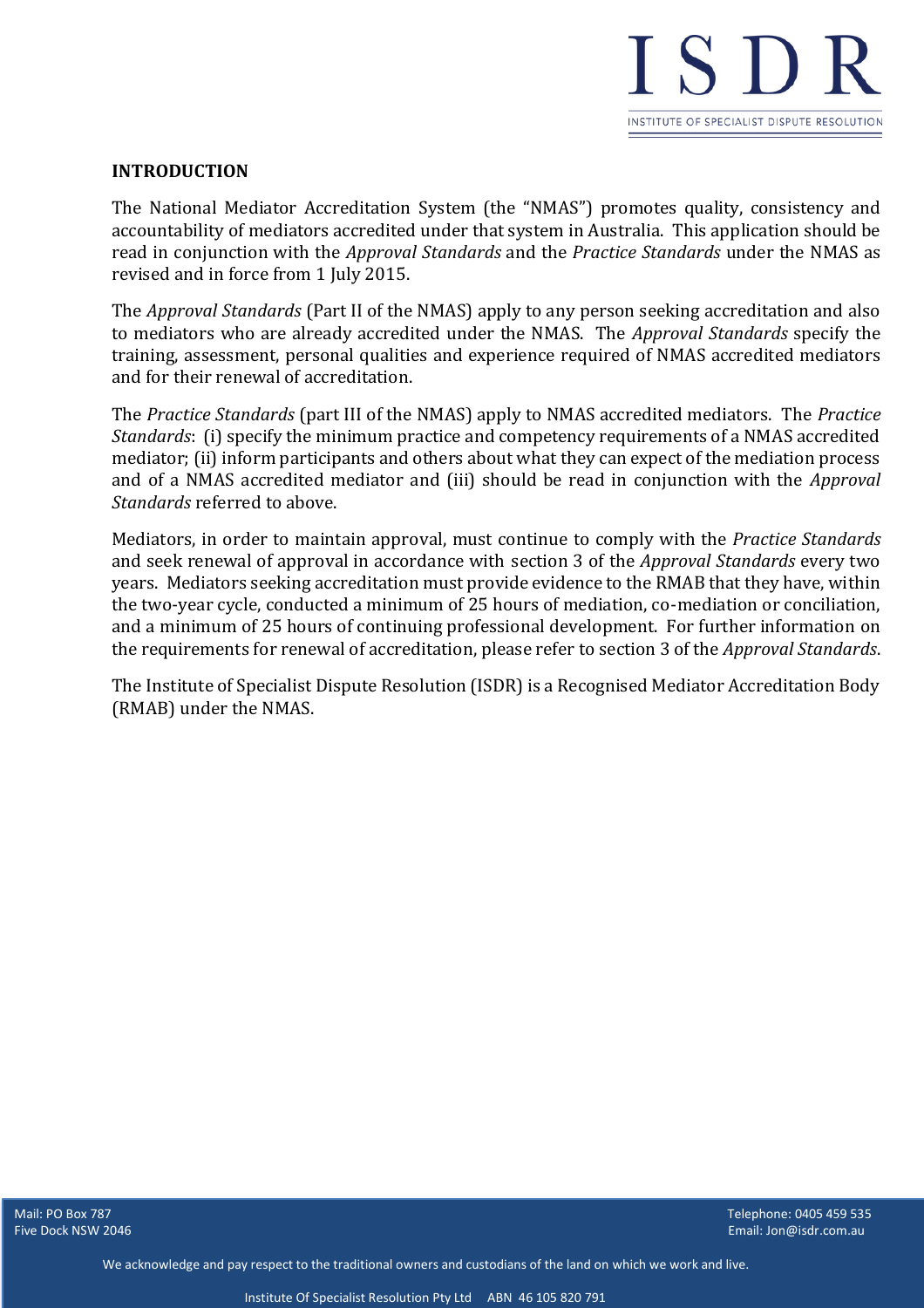## INTRODUCTION

The National Mediator Accreditation System (the "NMAS") promotes quality, consistency and accountability of mediators accredited under that system in Australia. This application should be read in conjunction with the *Approval Standards* and the *Practice Standards* under the NMAS as revised and in force from 1 July 2015.

The *Approval Standards* (Part II of the NMAS) apply to any person seeking accreditation and also to mediators who are already accredited under the NMAS. The *Approval Standards* specify the training, assessment, personal qualities and experience required of NMAS accredited mediators and for their renewal of accreditation.

The *Practice Standards* (part III of the NMAS) apply to NMAS accredited mediators. The *Practice Standards*: (i) specify the minimum practice and competency requirements of a NMAS accredited mediator; (ii) inform participants and others about what they can expect of the mediation process and of a NMAS accredited mediator and (iii) should be read in conjunction with the *Approval Standards* referred to above.

Mediators, in order to maintain approval, must continue to comply with the *Practice Standards* and seek renewal of approval in accordance with section 3 of the *Approval Standards* every two years. Mediators seeking accreditation must provide evidence to the RMAB that they have, within the two-year cycle, conducted a minimum of 25 hours of mediation, co-mediation or conciliation, and a minimum of 25 hours of continuing professional development. For further information on the requirements for renewal of accreditation, please refer to section 3 of the *Approval Standards*.

The Institute of Specialist Dispute Resolution (ISDR) is a Recognised Mediator Accreditation Body (RMAB) under the NMAS.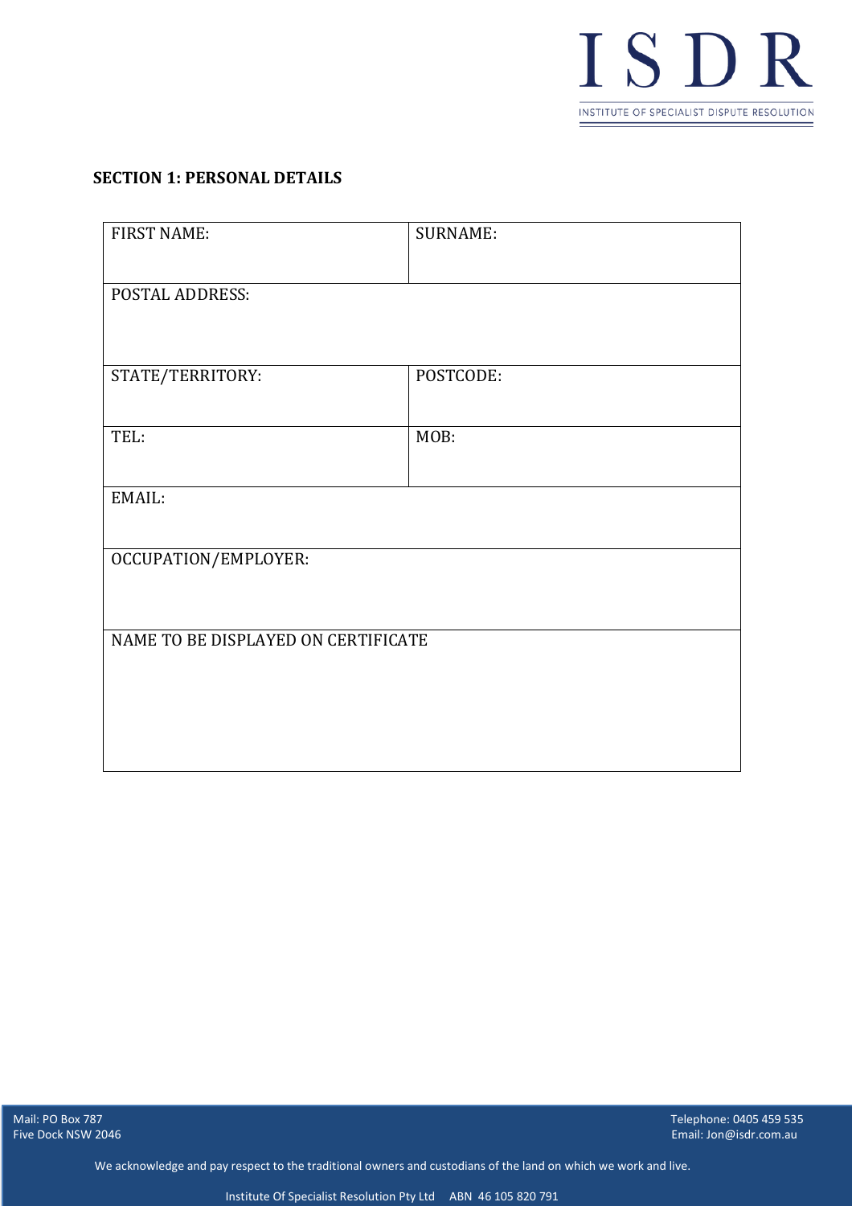ISDR

INSTITUTE OF SPECIALIST DISPUTE RESOLUTION

## SECTION 1: PERSONAL DETAILS

| FIRST NAME: | SURNAME: |
|---|---|
| POSTAL ADDRESS: | |
| STATE/TERRITORY: | POSTCODE: |
| TEL: | MOB: |
| EMAIL: | |
| OCCUPATION/EMPLOYER: | |
| NAME TO BE DISPLAYED ON CERTIFICATE | |

Mail: PO Box 787
Five Dock NSW 2046

Telephone: 0405 459 535
Email: Jon@isdr.com.au

We acknowledge and pay respect to the traditional owners and custodians of the land on which we work and live.

Institute Of Specialist Resolution Pty Ltd ABN 46 105 820 791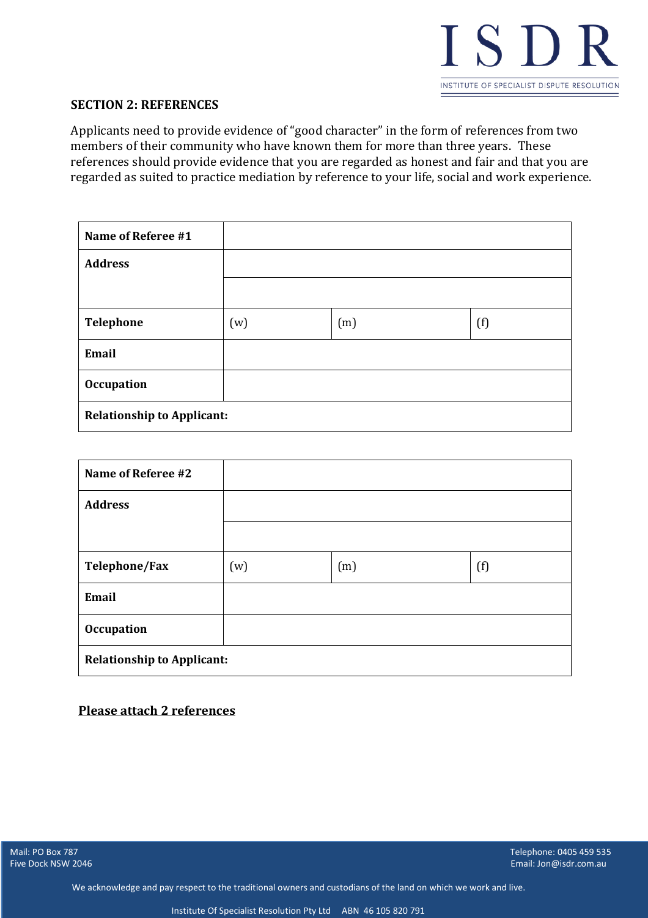## SECTION 2: REFERENCES

Applicants need to provide evidence of "good character" in the form of references from two members of their community who have known them for more than three years. These references should provide evidence that you are regarded as honest and fair and that you are regarded as suited to practice mediation by reference to your life, social and work experience.

| **Name of Referee #1** | | | |
|---|---|---|---|
| **Address** | | | |
| | | | |
| **Telephone** | (w) | (m) | (f) |
| **Email** | | | |
| **Occupation** | | | |
| **Relationship to Applicant:** | | | |

| **Name of Referee #2** | | | |
|---|---|---|---|
| **Address** | | | |
| | | | |
| **Telephone/Fax** | (w) | (m) | (f) |
| **Email** | | | |
| **Occupation** | | | |
| **Relationship to Applicant:** | | | |

**Please attach 2 references**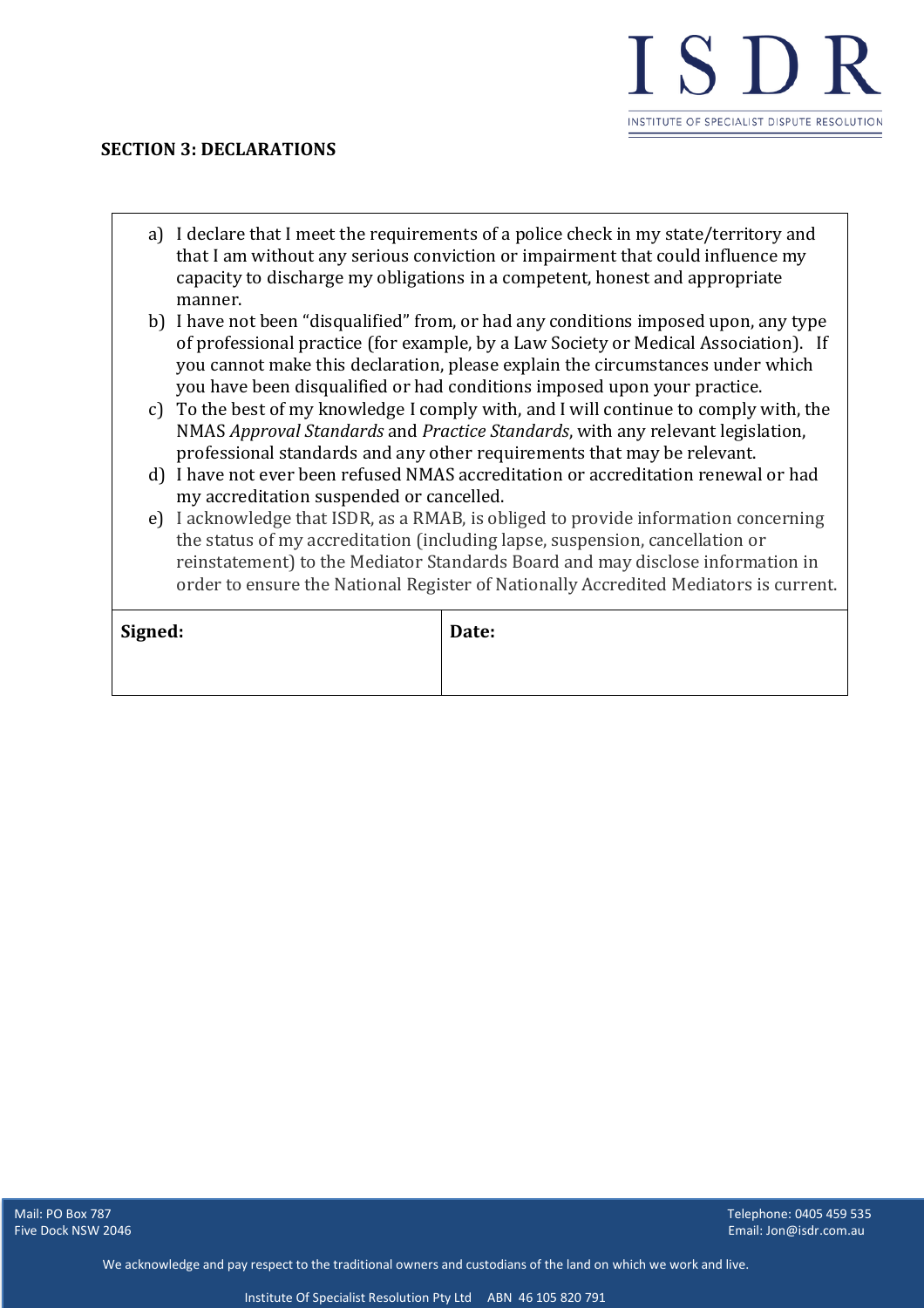**SECTION 3: DECLARATIONS**

a) I declare that I meet the requirements of a police check in my state/territory and that I am without any serious conviction or impairment that could influence my capacity to discharge my obligations in a competent, honest and appropriate manner.
b) I have not been "disqualified" from, or had any conditions imposed upon, any type of professional practice (for example, by a Law Society or Medical Association). If you cannot make this declaration, please explain the circumstances under which you have been disqualified or had conditions imposed upon your practice.
c) To the best of my knowledge I comply with, and I will continue to comply with, the NMAS *Approval Standards* and *Practice Standards*, with any relevant legislation, professional standards and any other requirements that may be relevant.
d) I have not ever been refused NMAS accreditation or accreditation renewal or had my accreditation suspended or cancelled.
e) I acknowledge that ISDR, as a RMAB, is obliged to provide information concerning the status of my accreditation (including lapse, suspension, cancellation or reinstatement) to the Mediator Standards Board and may disclose information in order to ensure the National Register of Nationally Accredited Mediators is current.

| **Signed:** | **Date:** |
|---|---|
| | |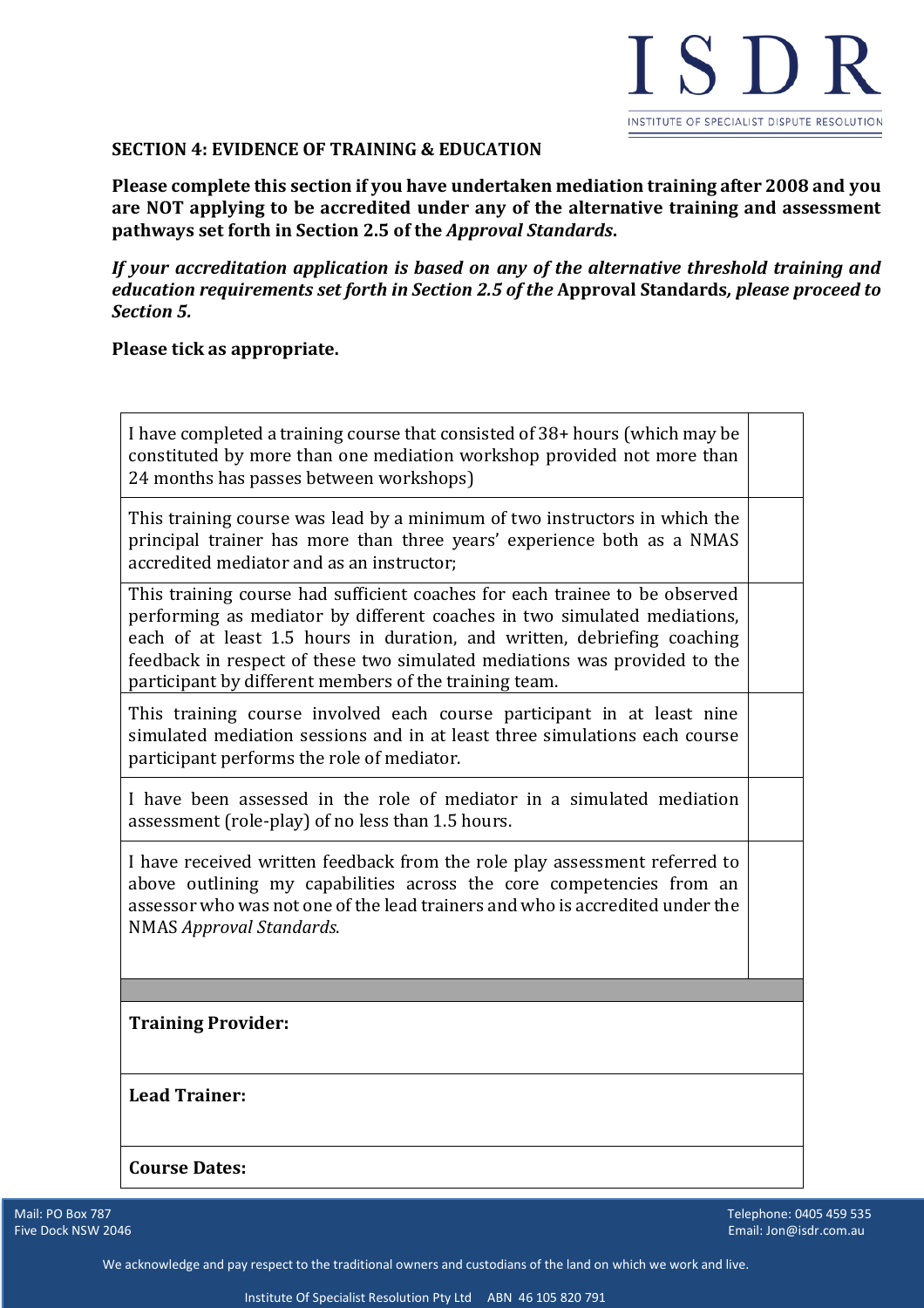**SECTION 4: EVIDENCE OF TRAINING & EDUCATION**

**Please complete this section if you have undertaken mediation training after 2008 and you are NOT applying to be accredited under any of the alternative training and assessment pathways set forth in Section 2.5 of the *Approval Standards*.**

***If your accreditation application is based on any of the alternative threshold training and education requirements set forth in Section 2.5 of the* Approval Standards*, please proceed to Section 5.***

**Please tick as appropriate.**

| | |
|---|---|
| I have completed a training course that consisted of 38+ hours (which may be constituted by more than one mediation workshop provided not more than 24 months has passes between workshops) | |
| This training course was lead by a minimum of two instructors in which the principal trainer has more than three years' experience both as a NMAS accredited mediator and as an instructor; | |
| This training course had sufficient coaches for each trainee to be observed performing as mediator by different coaches in two simulated mediations, each of at least 1.5 hours in duration, and written, debriefing coaching feedback in respect of these two simulated mediations was provided to the participant by different members of the training team. | |
| This training course involved each course participant in at least nine simulated mediation sessions and in at least three simulations each course participant performs the role of mediator. | |
| I have been assessed in the role of mediator in a simulated mediation assessment (role-play) of no less than 1.5 hours. | |
| I have received written feedback from the role play assessment referred to above outlining my capabilities across the core competencies from an assessor who was not one of the lead trainers and who is accredited under the NMAS *Approval Standards*. | |
| | |
| **Training Provider:** | |
| **Lead Trainer:** | |
| **Course Dates:** | |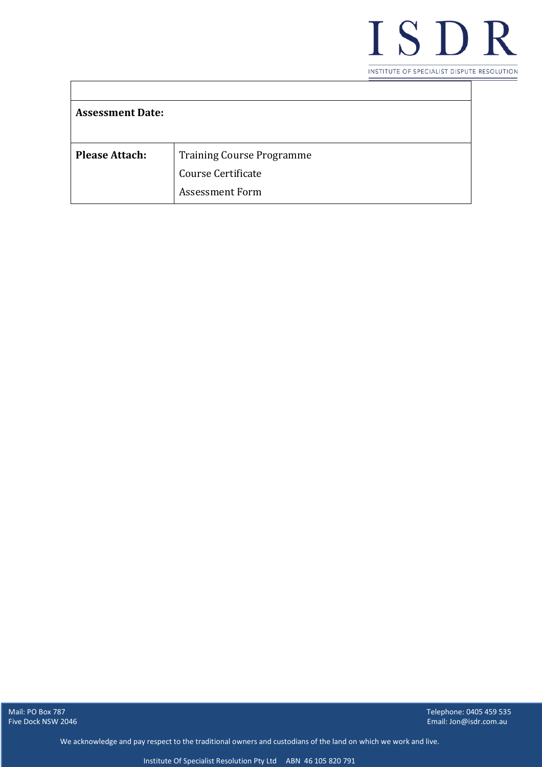| | |
|---|---|
| **Assessment Date:** | |
| **Please Attach:** | Training Course Programme<br>Course Certificate<br>Assessment Form |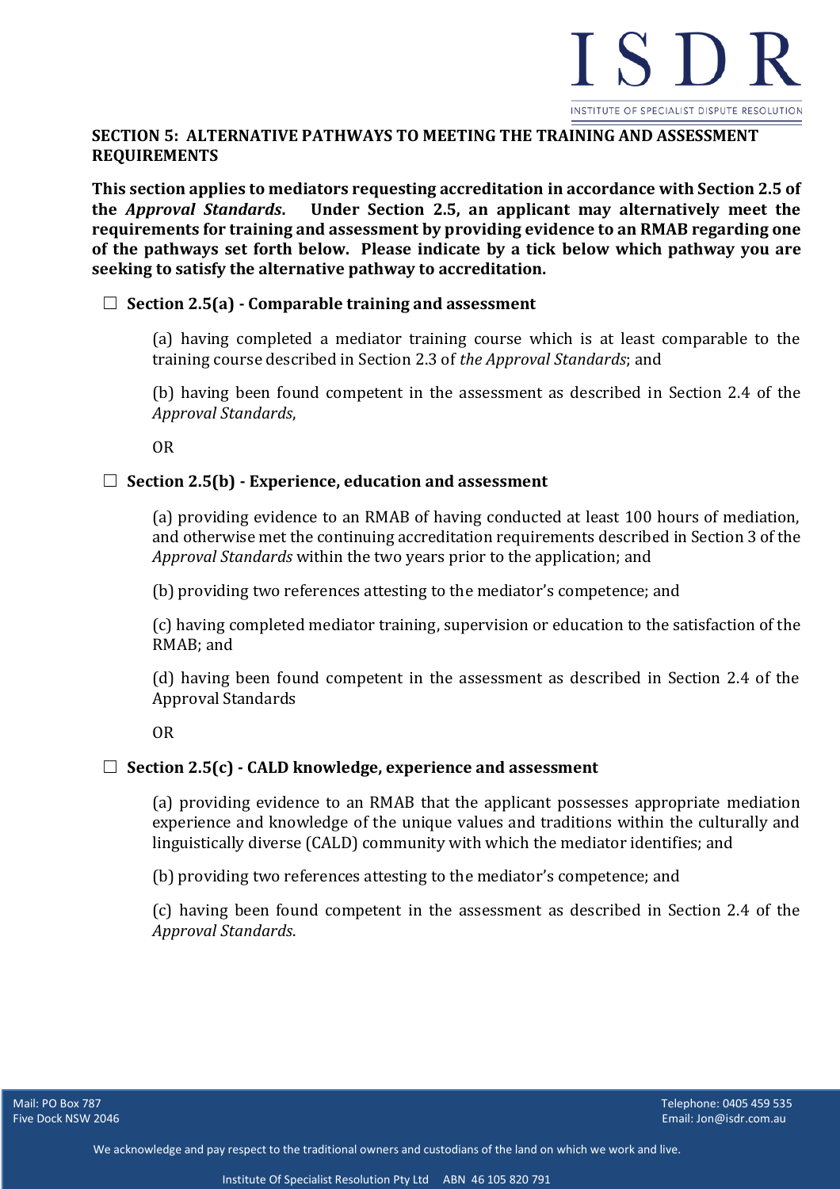## SECTION 5: ALTERNATIVE PATHWAYS TO MEETING THE TRAINING AND ASSESSMENT REQUIREMENTS

**This section applies to mediators requesting accreditation in accordance with Section 2.5 of the *Approval Standards*. Under Section 2.5, an applicant may alternatively meet the requirements for training and assessment by providing evidence to an RMAB regarding one of the pathways set forth below. Please indicate by a tick below which pathway you are seeking to satisfy the alternative pathway to accreditation.**

☐ **Section 2.5(a) - Comparable training and assessment**

(a) having completed a mediator training course which is at least comparable to the training course described in Section 2.3 of *the Approval Standards*; and

(b) having been found competent in the assessment as described in Section 2.4 of the *Approval Standards*,

OR

☐ **Section 2.5(b) - Experience, education and assessment**

(a) providing evidence to an RMAB of having conducted at least 100 hours of mediation, and otherwise met the continuing accreditation requirements described in Section 3 of the *Approval Standards* within the two years prior to the application; and

(b) providing two references attesting to the mediator's competence; and

(c) having completed mediator training, supervision or education to the satisfaction of the RMAB; and

(d) having been found competent in the assessment as described in Section 2.4 of the Approval Standards

OR

☐ **Section 2.5(c) - CALD knowledge, experience and assessment**

(a) providing evidence to an RMAB that the applicant possesses appropriate mediation experience and knowledge of the unique values and traditions within the culturally and linguistically diverse (CALD) community with which the mediator identifies; and

(b) providing two references attesting to the mediator's competence; and

(c) having been found competent in the assessment as described in Section 2.4 of the *Approval Standards*.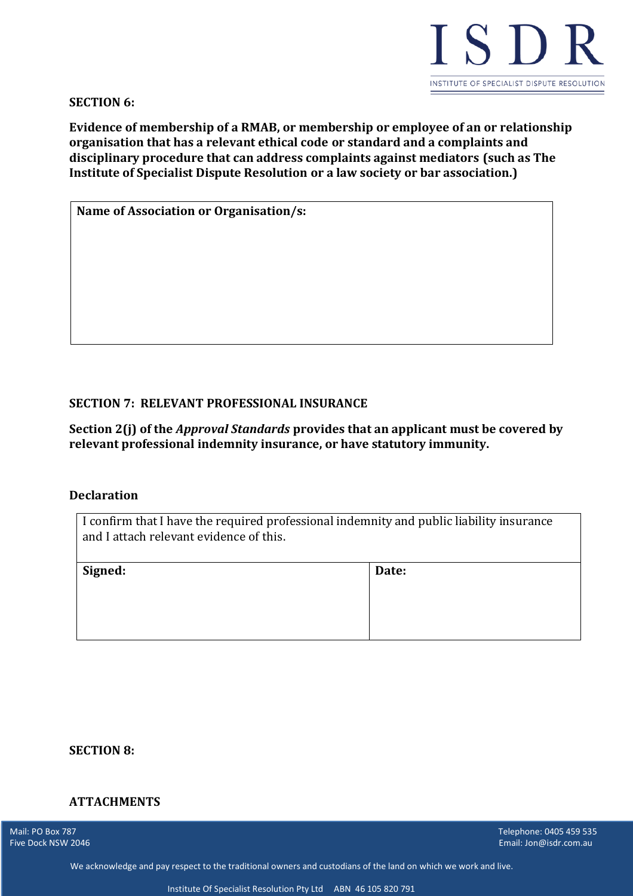**SECTION 6:**

**Evidence of membership of a RMAB, or membership or employee of an or relationship organisation that has a relevant ethical code or standard and a complaints and disciplinary procedure that can address complaints against mediators (such as The Institute of Specialist Dispute Resolution or a law society or bar association.)**

| **Name of Association or Organisation/s:** |
| --- |
| |

**SECTION 7: RELEVANT PROFESSIONAL INSURANCE**

**Section 2(j) of the *Approval Standards* provides that an applicant must be covered by relevant professional indemnity insurance, or have statutory immunity.**

**Declaration**

| I confirm that I have the required professional indemnity and public liability insurance and I attach relevant evidence of this. | |
| --- | --- |
| **Signed:** | **Date:** |

**SECTION 8:**

**ATTACHMENTS**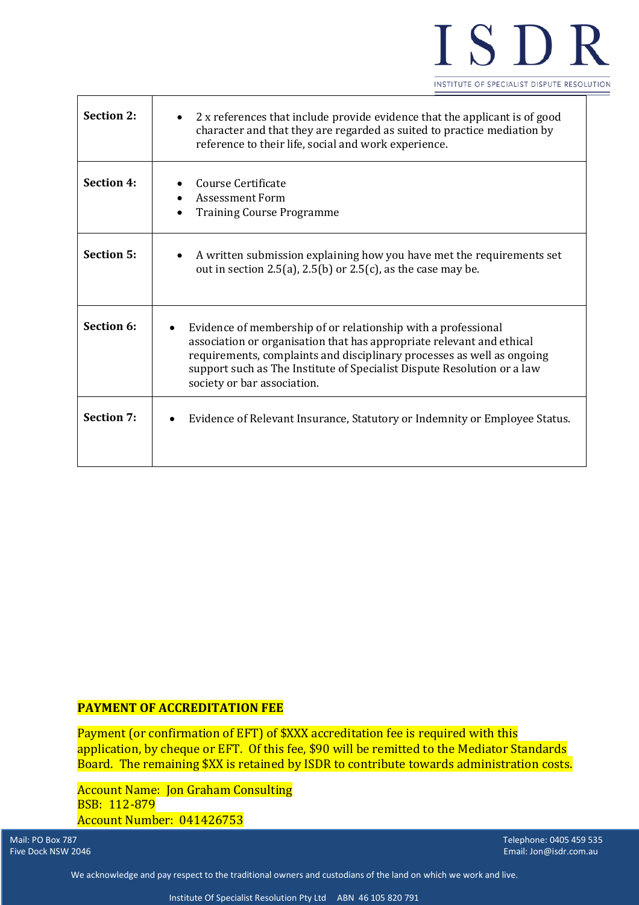| Section | Requirements |
|---|---|
| **Section 2:** | • 2 x references that include provide evidence that the applicant is of good character and that they are regarded as suited to practice mediation by reference to their life, social and work experience. |
| **Section 4:** | • Course Certificate<br>• Assessment Form<br>• Training Course Programme |
| **Section 5:** | • A written submission explaining how you have met the requirements set out in section 2.5(a), 2.5(b) or 2.5(c), as the case may be. |
| **Section 6:** | • Evidence of membership of or relationship with a professional association or organisation that has appropriate relevant and ethical requirements, complaints and disciplinary processes as well as ongoing support such as The Institute of Specialist Dispute Resolution or a law society or bar association. |
| **Section 7:** | • Evidence of Relevant Insurance, Statutory or Indemnity or Employee Status. |

**PAYMENT OF ACCREDITATION FEE**

Payment (or confirmation of EFT) of $XXX accreditation fee is required with this application, by cheque or EFT. Of this fee, $90 will be remitted to the Mediator Standards Board. The remaining $XX is retained by ISDR to contribute towards administration costs.

Account Name: Jon Graham Consulting
BSB: 112-879
Account Number: 041426753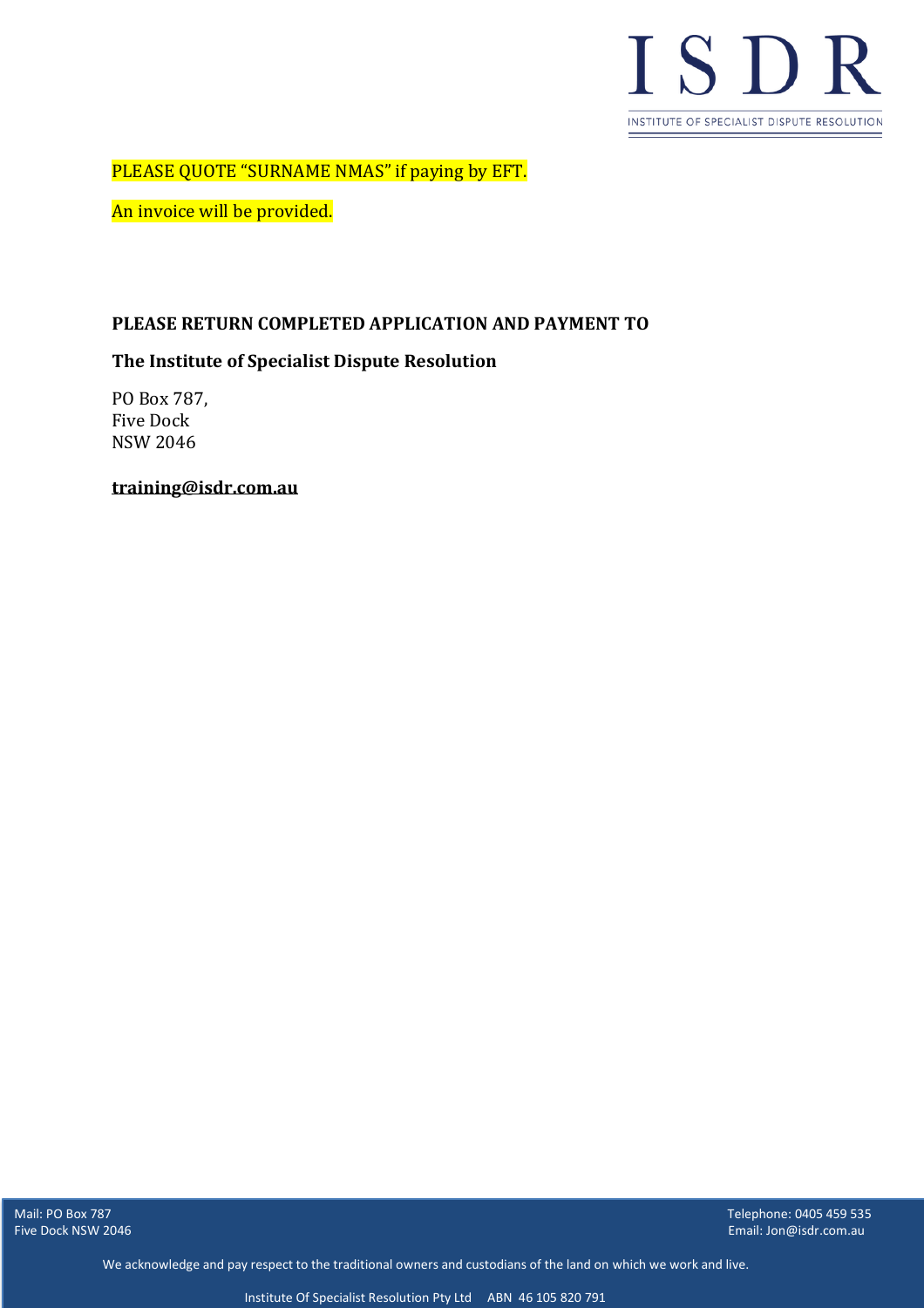PLEASE QUOTE "SURNAME NMAS" if paying by EFT.

An invoice will be provided.

**PLEASE RETURN COMPLETED APPLICATION AND PAYMENT TO**

**The Institute of Specialist Dispute Resolution**

PO Box 787,
Five Dock
NSW 2046

**training@isdr.com.au**